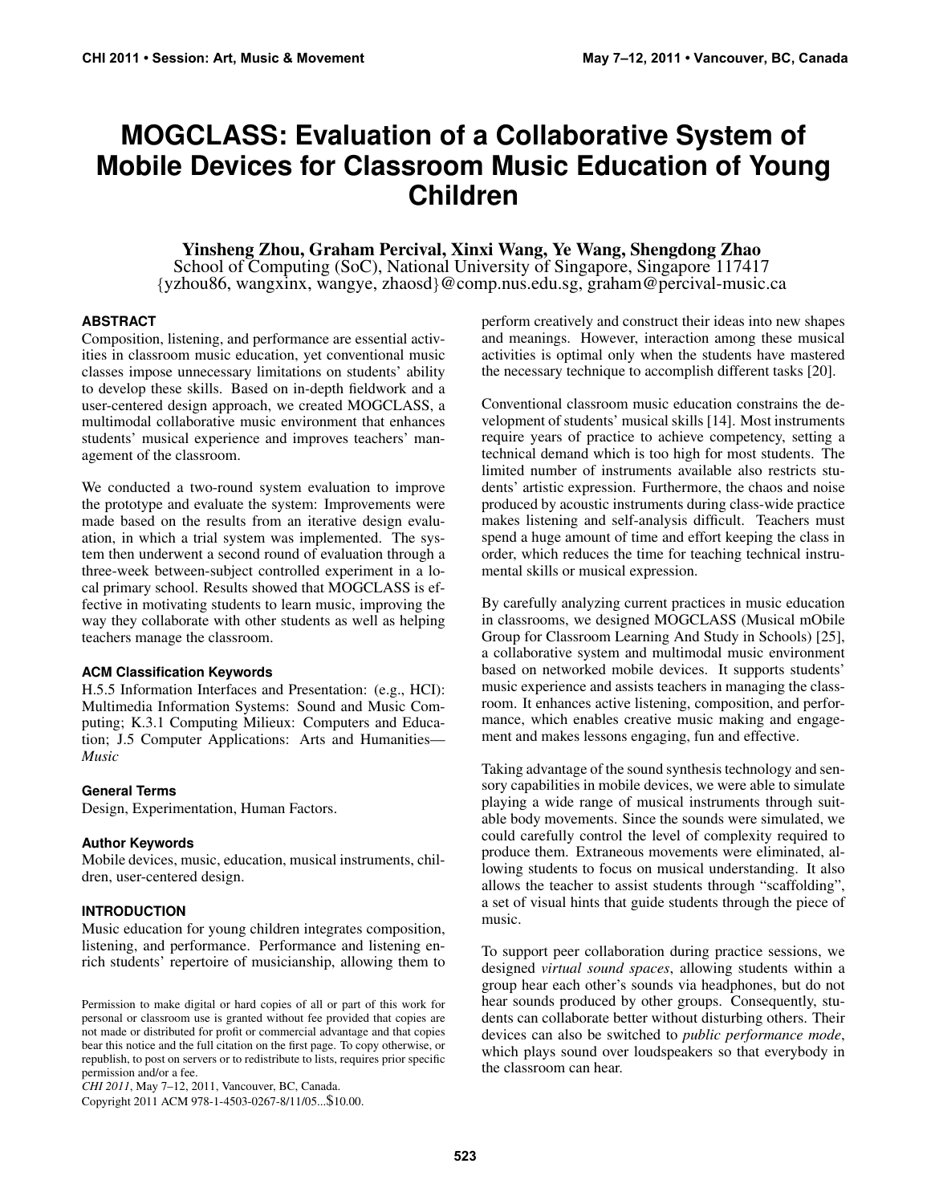# MOGCLASS: Evaluation of a Collaborative System of Mobile Devices for Classroom Music Education of Young Children

**Yinsheng Zhou, Graham Percival, Xinxi Wang, Ye Wang, Shengdong Zhao**
School of Computing (SoC), National University of Singapore, Singapore 117417
{yzhou86, wangxinx, wangye, zhaosd}@comp.nus.edu.sg, graham@percival-music.ca

## ABSTRACT

Composition, listening, and performance are essential activities in classroom music education, yet conventional music classes impose unnecessary limitations on students' ability to develop these skills. Based on in-depth fieldwork and a user-centered design approach, we created MOGCLASS, a multimodal collaborative music environment that enhances students' musical experience and improves teachers' management of the classroom.

We conducted a two-round system evaluation to improve the prototype and evaluate the system: Improvements were made based on the results from an iterative design evaluation, in which a trial system was implemented. The system then underwent a second round of evaluation through a three-week between-subject controlled experiment in a local primary school. Results showed that MOGCLASS is effective in motivating students to learn music, improving the way they collaborate with other students as well as helping teachers manage the classroom.

### ACM Classification Keywords

H.5.5 Information Interfaces and Presentation: (e.g., HCI): Multimedia Information Systems: Sound and Music Computing; K.3.1 Computing Milieux: Computers and Education; J.5 Computer Applications: Arts and Humanities—*Music*

### General Terms

Design, Experimentation, Human Factors.

### Author Keywords

Mobile devices, music, education, musical instruments, children, user-centered design.

## INTRODUCTION

Music education for young children integrates composition, listening, and performance. Performance and listening enrich students' repertoire of musicianship, allowing them to perform creatively and construct their ideas into new shapes and meanings. However, interaction among these musical activities is optimal only when the students have mastered the necessary technique to accomplish different tasks [20].

Conventional classroom music education constrains the development of students' musical skills [14]. Most instruments require years of practice to achieve competency, setting a technical demand which is too high for most students. The limited number of instruments available also restricts students' artistic expression. Furthermore, the chaos and noise produced by acoustic instruments during class-wide practice makes listening and self-analysis difficult. Teachers must spend a huge amount of time and effort keeping the class in order, which reduces the time for teaching technical instrumental skills or musical expression.

By carefully analyzing current practices in music education in classrooms, we designed MOGCLASS (Musical mObile Group for Classroom Learning And Study in Schools) [25], a collaborative system and multimodal music environment based on networked mobile devices. It supports students' music experience and assists teachers in managing the classroom. It enhances active listening, composition, and performance, which enables creative music making and engagement and makes lessons engaging, fun and effective.

Taking advantage of the sound synthesis technology and sensory capabilities in mobile devices, we were able to simulate playing a wide range of musical instruments through suitable body movements. Since the sounds were simulated, we could carefully control the level of complexity required to produce them. Extraneous movements were eliminated, allowing students to focus on musical understanding. It also allows the teacher to assist students through "scaffolding", a set of visual hints that guide students through the piece of music.

To support peer collaboration during practice sessions, we designed *virtual sound spaces*, allowing students within a group hear each other's sounds via headphones, but do not hear sounds produced by other groups. Consequently, students can collaborate better without disturbing others. Their devices can also be switched to *public performance mode*, which plays sound over loudspeakers so that everybody in the classroom can hear.

Permission to make digital or hard copies of all or part of this work for personal or classroom use is granted without fee provided that copies are not made or distributed for profit or commercial advantage and that copies bear this notice and the full citation on the first page. To copy otherwise, or republish, to post on servers or to redistribute to lists, requires prior specific permission and/or a fee.
*CHI 2011*, May 7–12, 2011, Vancouver, BC, Canada.
Copyright 2011 ACM 978-1-4503-0267-8/11/05...$10.00.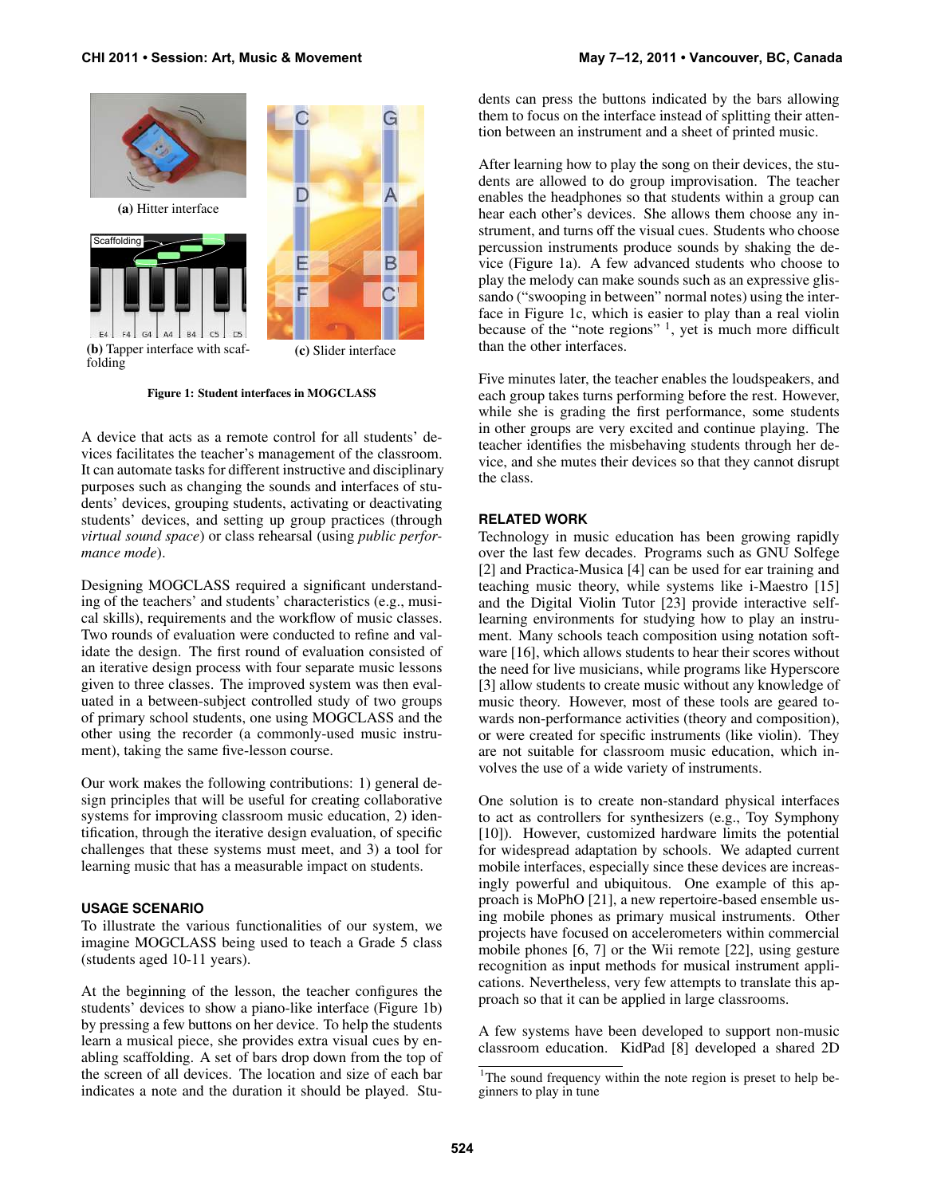(a) Hitter interface

(b) Tapper interface with scaffolding

(c) Slider interface

**Figure 1: Student interfaces in MOGCLASS**

A device that acts as a remote control for all students' devices facilitates the teacher's management of the classroom. It can automate tasks for different instructive and disciplinary purposes such as changing the sounds and interfaces of students' devices, grouping students, activating or deactivating students' devices, and setting up group practices (through *virtual sound space*) or class rehearsal (using *public performance mode*).

Designing MOGCLASS required a significant understanding of the teachers' and students' characteristics (e.g., musical skills), requirements and the workflow of music classes. Two rounds of evaluation were conducted to refine and validate the design. The first round of evaluation consisted of an iterative design process with four separate music lessons given to three classes. The improved system was then evaluated in a between-subject controlled study of two groups of primary school students, one using MOGCLASS and the other using the recorder (a commonly-used music instrument), taking the same five-lesson course.

Our work makes the following contributions: 1) general design principles that will be useful for creating collaborative systems for improving classroom music education, 2) identification, through the iterative design evaluation, of specific challenges that these systems must meet, and 3) a tool for learning music that has a measurable impact on students.

## USAGE SCENARIO

To illustrate the various functionalities of our system, we imagine MOGCLASS being used to teach a Grade 5 class (students aged 10-11 years).

At the beginning of the lesson, the teacher configures the students' devices to show a piano-like interface (Figure 1b) by pressing a few buttons on her device. To help the students learn a musical piece, she provides extra visual cues by enabling scaffolding. A set of bars drop down from the top of the screen of all devices. The location and size of each bar indicates a note and the duration it should be played. Students can press the buttons indicated by the bars allowing them to focus on the interface instead of splitting their attention between an instrument and a sheet of printed music.

After learning how to play the song on their devices, the students are allowed to do group improvisation. The teacher enables the headphones so that students within a group can hear each other's devices. She allows them choose any instrument, and turns off the visual cues. Students who choose percussion instruments produce sounds by shaking the device (Figure 1a). A few advanced students who choose to play the melody can make sounds such as an expressive glissando ("swooping in between" normal notes) using the interface in Figure 1c, which is easier to play than a real violin because of the "note regions" [1], yet is much more difficult than the other interfaces.

Five minutes later, the teacher enables the loudspeakers, and each group takes turns performing before the rest. However, while she is grading the first performance, some students in other groups are very excited and continue playing. The teacher identifies the misbehaving students through her device, and she mutes their devices so that they cannot disrupt the class.

## RELATED WORK

Technology in music education has been growing rapidly over the last few decades. Programs such as GNU Solfege [2] and Practica-Musica [4] can be used for ear training and teaching music theory, while systems like i-Maestro [15] and the Digital Violin Tutor [23] provide interactive self-learning environments for studying how to play an instrument. Many schools teach composition using notation software [16], which allows students to hear their scores without the need for live musicians, while programs like Hyperscore [3] allow students to create music without any knowledge of music theory. However, most of these tools are geared towards non-performance activities (theory and composition), or were created for specific instruments (like violin). They are not suitable for classroom music education, which involves the use of a wide variety of instruments.

One solution is to create non-standard physical interfaces to act as controllers for synthesizers (e.g., Toy Symphony [10]). However, customized hardware limits the potential for widespread adaptation by schools. We adapted current mobile interfaces, especially since these devices are increasingly powerful and ubiquitous. One example of this approach is MoPhO [21], a new repertoire-based ensemble using mobile phones as primary musical instruments. Other projects have focused on accelerometers within commercial mobile phones [6, 7] or the Wii remote [22], using gesture recognition as input methods for musical instrument applications. Nevertheless, very few attempts to translate this approach so that it can be applied in large classrooms.

A few systems have been developed to support non-music classroom education. KidPad [8] developed a shared 2D

[1] The sound frequency within the note region is preset to help beginners to play in tune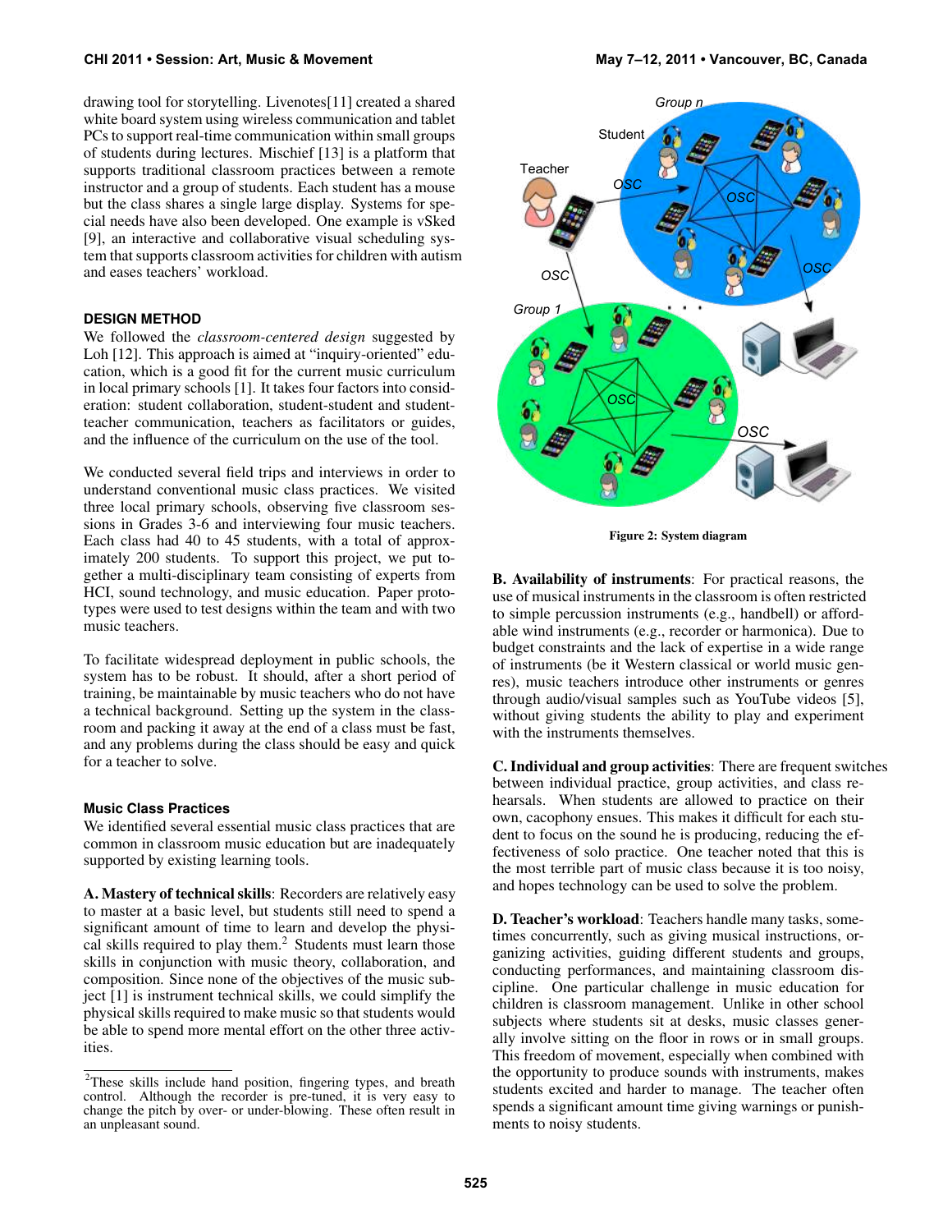drawing tool for storytelling. Livenotes[11] created a shared white board system using wireless communication and tablet PCs to support real-time communication within small groups of students during lectures. Mischief [13] is a platform that supports traditional classroom practices between a remote instructor and a group of students. Each student has a mouse but the class shares a single large display. Systems for special needs have also been developed. One example is vSked [9], an interactive and collaborative visual scheduling system that supports classroom activities for children with autism and eases teachers' workload.

## DESIGN METHOD

We followed the *classroom-centered design* suggested by Loh [12]. This approach is aimed at "inquiry-oriented" education, which is a good fit for the current music curriculum in local primary schools [1]. It takes four factors into consideration: student collaboration, student-student and student-teacher communication, teachers as facilitators or guides, and the influence of the curriculum on the use of the tool.

We conducted several field trips and interviews in order to understand conventional music class practices. We visited three local primary schools, observing five classroom sessions in Grades 3-6 and interviewing four music teachers. Each class had 40 to 45 students, with a total of approximately 200 students. To support this project, we put together a multi-disciplinary team consisting of experts from HCI, sound technology, and music education. Paper prototypes were used to test designs within the team and with two music teachers.

To facilitate widespread deployment in public schools, the system has to be robust. It should, after a short period of training, be maintainable by music teachers who do not have a technical background. Setting up the system in the classroom and packing it away at the end of a class must be fast, and any problems during the class should be easy and quick for a teacher to solve.

### Music Class Practices

We identified several essential music class practices that are common in classroom music education but are inadequately supported by existing learning tools.

**A. Mastery of technical skills**: Recorders are relatively easy to master at a basic level, but students still need to spend a significant amount of time to learn and develop the physical skills required to play them.[2] Students must learn those skills in conjunction with music theory, collaboration, and composition. Since none of the objectives of the music subject [1] is instrument technical skills, we could simplify the physical skills required to make music so that students would be able to spend more mental effort on the other three activities.

[2]These skills include hand position, fingering types, and breath control. Although the recorder is pre-tuned, it is very easy to change the pitch by over- or under-blowing. These often result in an unpleasant sound.

Figure 2: System diagram

**B. Availability of instruments**: For practical reasons, the use of musical instruments in the classroom is often restricted to simple percussion instruments (e.g., handbell) or affordable wind instruments (e.g., recorder or harmonica). Due to budget constraints and the lack of expertise in a wide range of instruments (be it Western classical or world music genres), music teachers introduce other instruments or genres through audio/visual samples such as YouTube videos [5], without giving students the ability to play and experiment with the instruments themselves.

**C. Individual and group activities**: There are frequent switches between individual practice, group activities, and class rehearsals. When students are allowed to practice on their own, cacophony ensues. This makes it difficult for each student to focus on the sound he is producing, reducing the effectiveness of solo practice. One teacher noted that this is the most terrible part of music class because it is too noisy, and hopes technology can be used to solve the problem.

**D. Teacher's workload**: Teachers handle many tasks, sometimes concurrently, such as giving musical instructions, organizing activities, guiding different students and groups, conducting performances, and maintaining classroom discipline. One particular challenge in music education for children is classroom management. Unlike in other school subjects where students sit at desks, music classes generally involve sitting on the floor in rows or in small groups. This freedom of movement, especially when combined with the opportunity to produce sounds with instruments, makes students excited and harder to manage. The teacher often spends a significant amount time giving warnings or punishments to noisy students.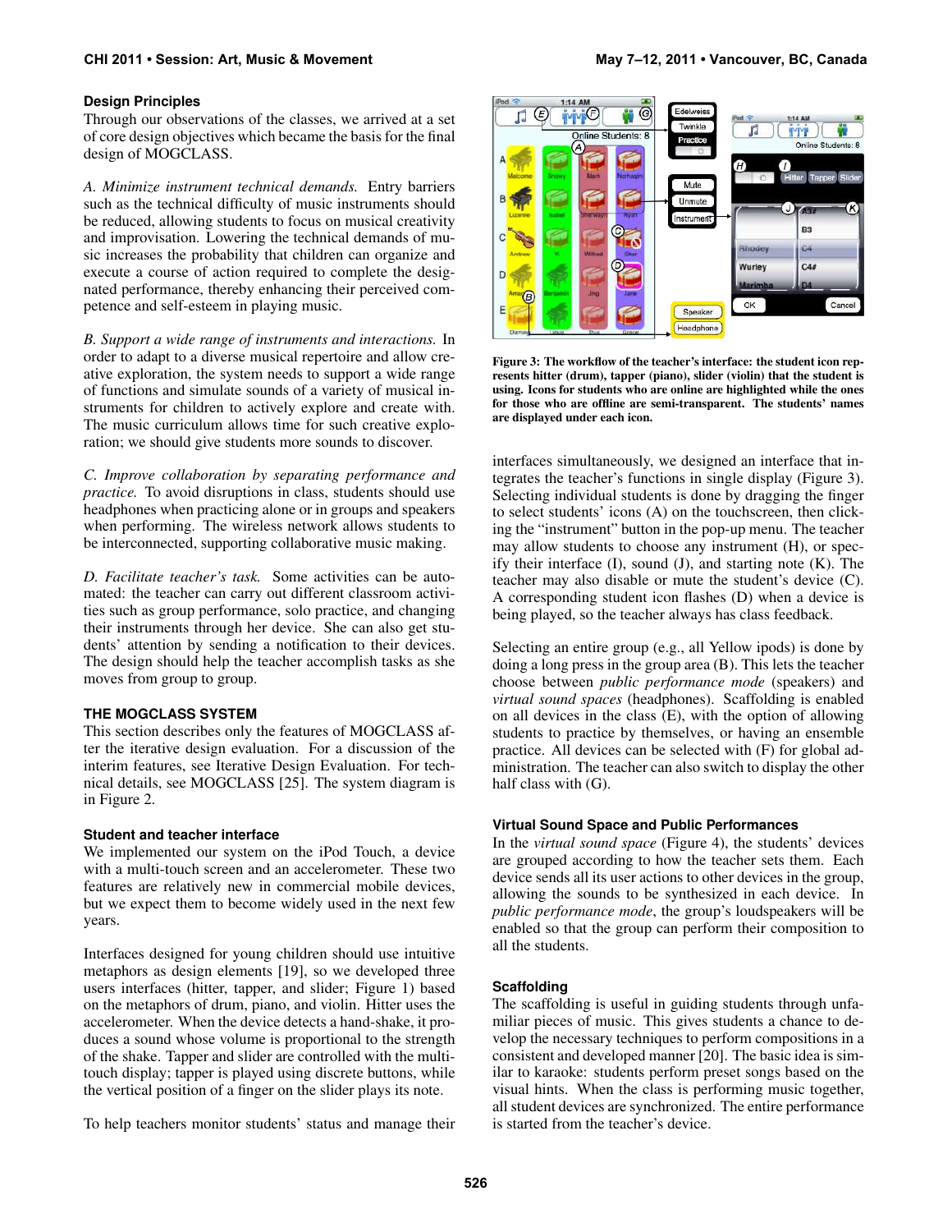### Design Principles

Through our observations of the classes, we arrived at a set of core design objectives which became the basis for the final design of MOGCLASS.

*A. Minimize instrument technical demands.* Entry barriers such as the technical difficulty of music instruments should be reduced, allowing students to focus on musical creativity and improvisation. Lowering the technical demands of music increases the probability that children can organize and execute a course of action required to complete the designated performance, thereby enhancing their perceived competence and self-esteem in playing music.

*B. Support a wide range of instruments and interactions.* In order to adapt to a diverse musical repertoire and allow creative exploration, the system needs to support a wide range of functions and simulate sounds of a variety of musical instruments for children to actively explore and create with. The music curriculum allows time for such creative exploration; we should give students more sounds to discover.

*C. Improve collaboration by separating performance and practice.* To avoid disruptions in class, students should use headphones when practicing alone or in groups and speakers when performing. The wireless network allows students to be interconnected, supporting collaborative music making.

*D. Facilitate teacher's task.* Some activities can be automated: the teacher can carry out different classroom activities such as group performance, solo practice, and changing their instruments through her device. She can also get students' attention by sending a notification to their devices. The design should help the teacher accomplish tasks as she moves from group to group.

## THE MOGCLASS SYSTEM

This section describes only the features of MOGCLASS after the iterative design evaluation. For a discussion of the interim features, see Iterative Design Evaluation. For technical details, see MOGCLASS [25]. The system diagram is in Figure 2.

### Student and teacher interface

We implemented our system on the iPod Touch, a device with a multi-touch screen and an accelerometer. These two features are relatively new in commercial mobile devices, but we expect them to become widely used in the next few years.

Interfaces designed for young children should use intuitive metaphors as design elements [19], so we developed three users interfaces (hitter, tapper, and slider; Figure 1) based on the metaphors of drum, piano, and violin. Hitter uses the accelerometer. When the device detects a hand-shake, it produces a sound whose volume is proportional to the strength of the shake. Tapper and slider are controlled with the multi-touch display; tapper is played using discrete buttons, while the vertical position of a finger on the slider plays its note.

To help teachers monitor students' status and manage their interfaces simultaneously, we designed an interface that integrates the teacher's functions in single display (Figure 3). Selecting individual students is done by dragging the finger to select students' icons (A) on the touchscreen, then clicking the "instrument" button in the pop-up menu. The teacher may allow students to choose any instrument (H), or specify their interface (I), sound (J), and starting note (K). The teacher may also disable or mute the student's device (C). A corresponding student icon flashes (D) when a device is being played, so the teacher always has class feedback.

**Figure 3: The workflow of the teacher's interface: the student icon represents hitter (drum), tapper (piano), slider (violin) that the student is using. Icons for students who are online are highlighted while the ones for those who are offline are semi-transparent. The students' names are displayed under each icon.**

Selecting an entire group (e.g., all Yellow ipods) is done by doing a long press in the group area (B). This lets the teacher choose between *public performance mode* (speakers) and *virtual sound spaces* (headphones). Scaffolding is enabled on all devices in the class (E), with the option of allowing students to practice by themselves, or having an ensemble practice. All devices can be selected with (F) for global administration. The teacher can also switch to display the other half class with (G).

### Virtual Sound Space and Public Performances

In the *virtual sound space* (Figure 4), the students' devices are grouped according to how the teacher sets them. Each device sends all its user actions to other devices in the group, allowing the sounds to be synthesized in each device. In *public performance mode*, the group's loudspeakers will be enabled so that the group can perform their composition to all the students.

### Scaffolding

The scaffolding is useful in guiding students through unfamiliar pieces of music. This gives students a chance to develop the necessary techniques to perform compositions in a consistent and developed manner [20]. The basic idea is similar to karaoke: students perform preset songs based on the visual hints. When the class is performing music together, all student devices are synchronized. The entire performance is started from the teacher's device.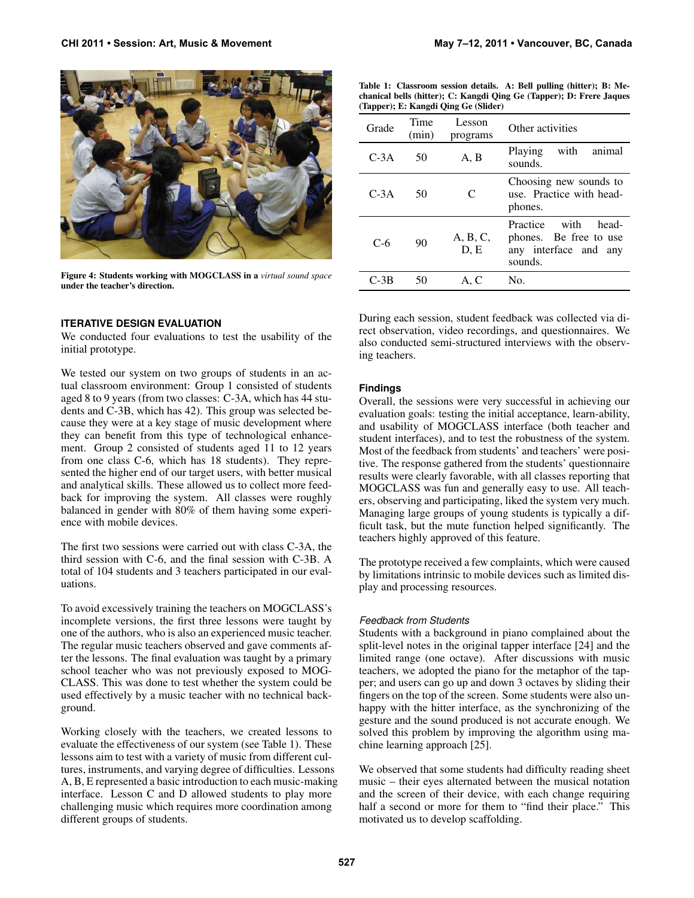Figure 4: Students working with MOGCLASS in a *virtual sound space* under the teacher's direction.

### ITERATIVE DESIGN EVALUATION

We conducted four evaluations to test the usability of the initial prototype.

We tested our system on two groups of students in an actual classroom environment: Group 1 consisted of students aged 8 to 9 years (from two classes: C-3A, which has 44 students and C-3B, which has 42). This group was selected because they were at a key stage of music development where they can benefit from this type of technological enhancement. Group 2 consisted of students aged 11 to 12 years from one class C-6, which has 18 students). They represented the higher end of our target users, with better musical and analytical skills. These allowed us to collect more feedback for improving the system. All classes were roughly balanced in gender with 80% of them having some experience with mobile devices.

The first two sessions were carried out with class C-3A, the third session with C-6, and the final session with C-3B. A total of 104 students and 3 teachers participated in our evaluations.

To avoid excessively training the teachers on MOGCLASS's incomplete versions, the first three lessons were taught by one of the authors, who is also an experienced music teacher. The regular music teachers observed and gave comments after the lessons. The final evaluation was taught by a primary school teacher who was not previously exposed to MOGCLASS. This was done to test whether the system could be used effectively by a music teacher with no technical background.

Working closely with the teachers, we created lessons to evaluate the effectiveness of our system (see Table 1). These lessons aim to test with a variety of music from different cultures, instruments, and varying degree of difficulties. Lessons A, B, E represented a basic introduction to each music-making interface. Lesson C and D allowed students to play more challenging music which requires more coordination among different groups of students.

**Table 1: Classroom session details. A: Bell pulling (hitter); B: Mechanical bells (hitter); C: Kangdi Qing Ge (Tapper); D: Frere Jaques (Tapper); E: Kangdi Qing Ge (Slider)**

| Grade | Time (min) | Lesson programs | Other activities |
|---|---|---|---|
| C-3A | 50 | A, B | Playing with animal sounds. |
| C-3A | 50 | C | Choosing new sounds to use. Practice with headphones. |
| C-6 | 90 | A, B, C, D, E | Practice with headphones. Be free to use any interface and any sounds. |
| C-3B | 50 | A, C | No. |

During each session, student feedback was collected via direct observation, video recordings, and questionnaires. We also conducted semi-structured interviews with the observing teachers.

#### Findings

Overall, the sessions were very successful in achieving our evaluation goals: testing the initial acceptance, learn-ability, and usability of MOGCLASS interface (both teacher and student interfaces), and to test the robustness of the system. Most of the feedback from students' and teachers' were positive. The response gathered from the students' questionnaire results were clearly favorable, with all classes reporting that MOGCLASS was fun and generally easy to use. All teachers, observing and participating, liked the system very much. Managing large groups of young students is typically a difficult task, but the mute function helped significantly. The teachers highly approved of this feature.

The prototype received a few complaints, which were caused by limitations intrinsic to mobile devices such as limited display and processing resources.

*Feedback from Students*

Students with a background in piano complained about the split-level notes in the original tapper interface [24] and the limited range (one octave). After discussions with music teachers, we adopted the piano for the metaphor of the tapper; and users can go up and down 3 octaves by sliding their fingers on the top of the screen. Some students were also unhappy with the hitter interface, as the synchronizing of the gesture and the sound produced is not accurate enough. We solved this problem by improving the algorithm using machine learning approach [25].

We observed that some students had difficulty reading sheet music – their eyes alternated between the musical notation and the screen of their device, with each change requiring half a second or more for them to "find their place." This motivated us to develop scaffolding.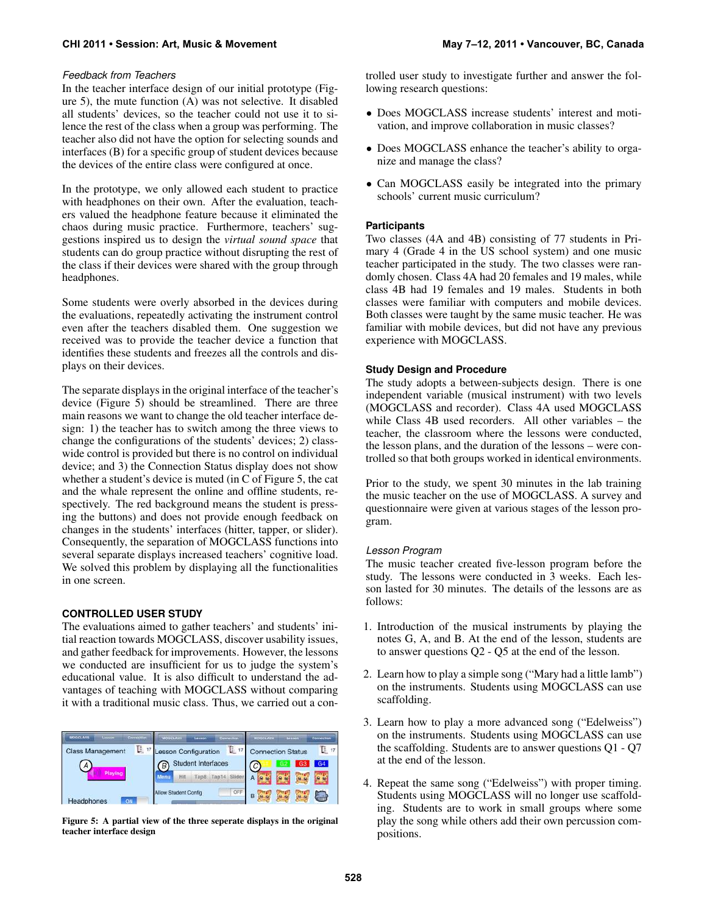### *Feedback from Teachers*

In the teacher interface design of our initial prototype (Figure 5), the mute function (A) was not selective. It disabled all students' devices, so the teacher could not use it to silence the rest of the class when a group was performing. The teacher also did not have the option for selecting sounds and interfaces (B) for a specific group of student devices because the devices of the entire class were configured at once.

In the prototype, we only allowed each student to practice with headphones on their own. After the evaluation, teachers valued the headphone feature because it eliminated the chaos during music practice. Furthermore, teachers' suggestions inspired us to design the *virtual sound space* that students can do group practice without disrupting the rest of the class if their devices were shared with the group through headphones.

Some students were overly absorbed in the devices during the evaluations, repeatedly activating the instrument control even after the teachers disabled them. One suggestion we received was to provide the teacher device a function that identifies these students and freezes all the controls and displays on their devices.

The separate displays in the original interface of the teacher's device (Figure 5) should be streamlined. There are three main reasons we want to change the old teacher interface design: 1) the teacher has to switch among the three views to change the configurations of the students' devices; 2) class-wide control is provided but there is no control on individual device; and 3) the Connection Status display does not show whether a student's device is muted (in C of Figure 5, the cat and the whale represent the online and offline students, respectively. The red background means the student is pressing the buttons) and does not provide enough feedback on changes in the students' interfaces (hitter, tapper, or slider). Consequently, the separation of MOGCLASS functions into several separate displays increased teachers' cognitive load. We solved this problem by displaying all the functionalities in one screen.

## CONTROLLED USER STUDY

The evaluations aimed to gather teachers' and students' initial reaction towards MOGCLASS, discover usability issues, and gather feedback for improvements. However, the lessons we conducted are insufficient for us to judge the system's educational value. It is also difficult to understand the advantages of teaching with MOGCLASS without comparing it with a traditional music class. Thus, we carried out a controlled user study to investigate further and answer the following research questions:

- Does MOGCLASS increase students' interest and motivation, and improve collaboration in music classes?
- Does MOGCLASS enhance the teacher's ability to organize and manage the class?
- Can MOGCLASS easily be integrated into the primary schools' current music curriculum?

**Figure 5: A partial view of the three seperate displays in the original teacher interface design**

### Participants

Two classes (4A and 4B) consisting of 77 students in Primary 4 (Grade 4 in the US school system) and one music teacher participated in the study. The two classes were randomly chosen. Class 4A had 20 females and 19 males, while class 4B had 19 females and 19 males. Students in both classes were familiar with computers and mobile devices. Both classes were taught by the same music teacher. He was familiar with mobile devices, but did not have any previous experience with MOGCLASS.

### Study Design and Procedure

The study adopts a between-subjects design. There is one independent variable (musical instrument) with two levels (MOGCLASS and recorder). Class 4A used MOGCLASS while Class 4B used recorders. All other variables – the teacher, the classroom where the lessons were conducted, the lesson plans, and the duration of the lessons – were controlled so that both groups worked in identical environments.

Prior to the study, we spent 30 minutes in the lab training the music teacher on the use of MOGCLASS. A survey and questionnaire were given at various stages of the lesson program.

### *Lesson Program*

The music teacher created five-lesson program before the study. The lessons were conducted in 3 weeks. Each lesson lasted for 30 minutes. The details of the lessons are as follows:

1. Introduction of the musical instruments by playing the notes G, A, and B. At the end of the lesson, students are to answer questions Q2 - Q5 at the end of the lesson.
2. Learn how to play a simple song ("Mary had a little lamb") on the instruments. Students using MOGCLASS can use scaffolding.
3. Learn how to play a more advanced song ("Edelweiss") on the instruments. Students using MOGCLASS can use the scaffolding. Students are to answer questions Q1 - Q7 at the end of the lesson.
4. Repeat the same song ("Edelweiss") with proper timing. Students using MOGCLASS will no longer use scaffolding. Students are to work in small groups where some play the song while others add their own percussion compositions.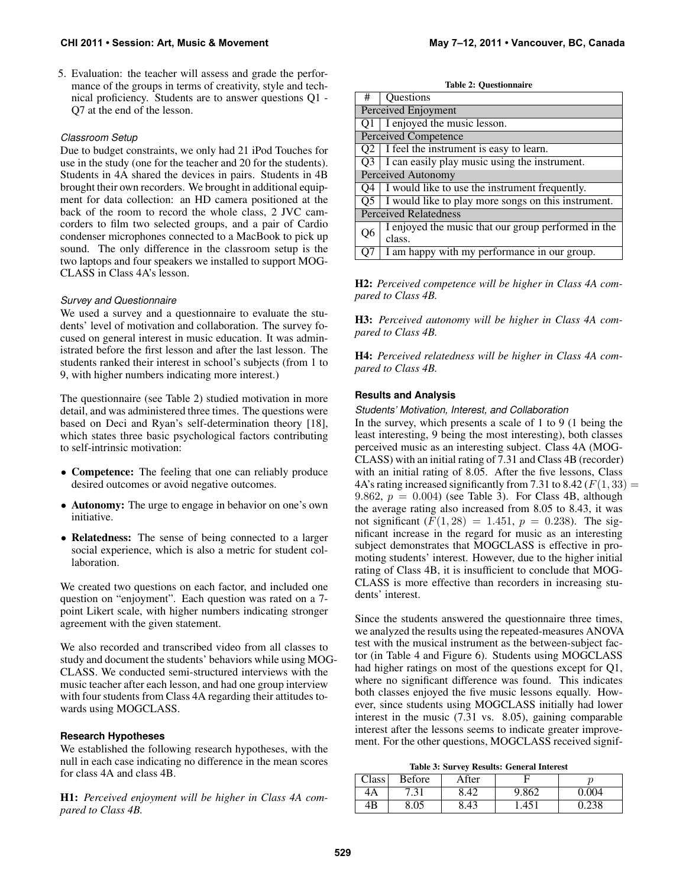5. Evaluation: the teacher will assess and grade the performance of the groups in terms of creativity, style and technical proficiency. Students are to answer questions Q1 - Q7 at the end of the lesson.

#### *Classroom Setup*

Due to budget constraints, we only had 21 iPod Touches for use in the study (one for the teacher and 20 for the students). Students in 4A shared the devices in pairs. Students in 4B brought their own recorders. We brought in additional equipment for data collection: an HD camera positioned at the back of the room to record the whole class, 2 JVC camcorders to film two selected groups, and a pair of Cardio condenser microphones connected to a MacBook to pick up sound. The only difference in the classroom setup is the two laptops and four speakers we installed to support MOGCLASS in Class 4A's lesson.

#### *Survey and Questionnaire*

We used a survey and a questionnaire to evaluate the students' level of motivation and collaboration. The survey focused on general interest in music education. It was administrated before the first lesson and after the last lesson. The students ranked their interest in school's subjects (from 1 to 9, with higher numbers indicating more interest.)

The questionnaire (see Table 2) studied motivation in more detail, and was administered three times. The questions were based on Deci and Ryan's self-determination theory [18], which states three basic psychological factors contributing to self-intrinsic motivation:

- **Competence:** The feeling that one can reliably produce desired outcomes or avoid negative outcomes.
- **Autonomy:** The urge to engage in behavior on one's own initiative.
- **Relatedness:** The sense of being connected to a larger social experience, which is also a metric for student collaboration.

We created two questions on each factor, and included one question on "enjoyment". Each question was rated on a 7-point Likert scale, with higher numbers indicating stronger agreement with the given statement.

We also recorded and transcribed video from all classes to study and document the students' behaviors while using MOGCLASS. We conducted semi-structured interviews with the music teacher after each lesson, and had one group interview with four students from Class 4A regarding their attitudes towards using MOGCLASS.

### Research Hypotheses

We established the following research hypotheses, with the null in each case indicating no difference in the mean scores for class 4A and class 4B.

**H1:** *Perceived enjoyment will be higher in Class 4A compared to Class 4B.*

**Table 2: Questionnaire**

| # | Questions |
|---|---|
| Perceived Enjoyment | |
| Q1 | I enjoyed the music lesson. |
| Perceived Competence | |
| Q2 | I feel the instrument is easy to learn. |
| Q3 | I can easily play music using the instrument. |
| Perceived Autonomy | |
| Q4 | I would like to use the instrument frequently. |
| Q5 | I would like to play more songs on this instrument. |
| Perceived Relatedness | |
| Q6 | I enjoyed the music that our group performed in the class. |
| Q7 | I am happy with my performance in our group. |

**H2:** *Perceived competence will be higher in Class 4A compared to Class 4B.*

**H3:** *Perceived autonomy will be higher in Class 4A compared to Class 4B.*

**H4:** *Perceived relatedness will be higher in Class 4A compared to Class 4B.*

### Results and Analysis

#### *Students' Motivation, Interest, and Collaboration*

In the survey, which presents a scale of 1 to 9 (1 being the least interesting, 9 being the most interesting), both classes perceived music as an interesting subject. Class 4A (MOGCLASS) with an initial rating of 7.31 and Class 4B (recorder) with an initial rating of 8.05. After the five lessons, Class 4A's rating increased significantly from 7.31 to 8.42 ($F(1, 33) = 9.862$, $p = 0.004$) (see Table 3). For Class 4B, although the average rating also increased from 8.05 to 8.43, it was not significant ($F(1, 28) = 1.451$, $p = 0.238$). The significant increase in the regard for music as an interesting subject demonstrates that MOGCLASS is effective in promoting students' interest. However, due to the higher initial rating of Class 4B, it is insufficient to conclude that MOGCLASS is more effective than recorders in increasing students' interest.

Since the students answered the questionnaire three times, we analyzed the results using the repeated-measures ANOVA test with the musical instrument as the between-subject factor (in Table 4 and Figure 6). Students using MOGCLASS had higher ratings on most of the questions except for Q1, where no significant difference was found. This indicates both classes enjoyed the five music lessons equally. However, since students using MOGCLASS initially had lower interest in the music (7.31 vs. 8.05), gaining comparable interest after the lessons seems to indicate greater improvement. For the other questions, MOGCLASS received signif-

**Table 3: Survey Results: General Interest**

| Class | Before | After | F | $p$ |
|---|---|---|---|---|
| 4A | 7.31 | 8.42 | 9.862 | 0.004 |
| 4B | 8.05 | 8.43 | 1.451 | 0.238 |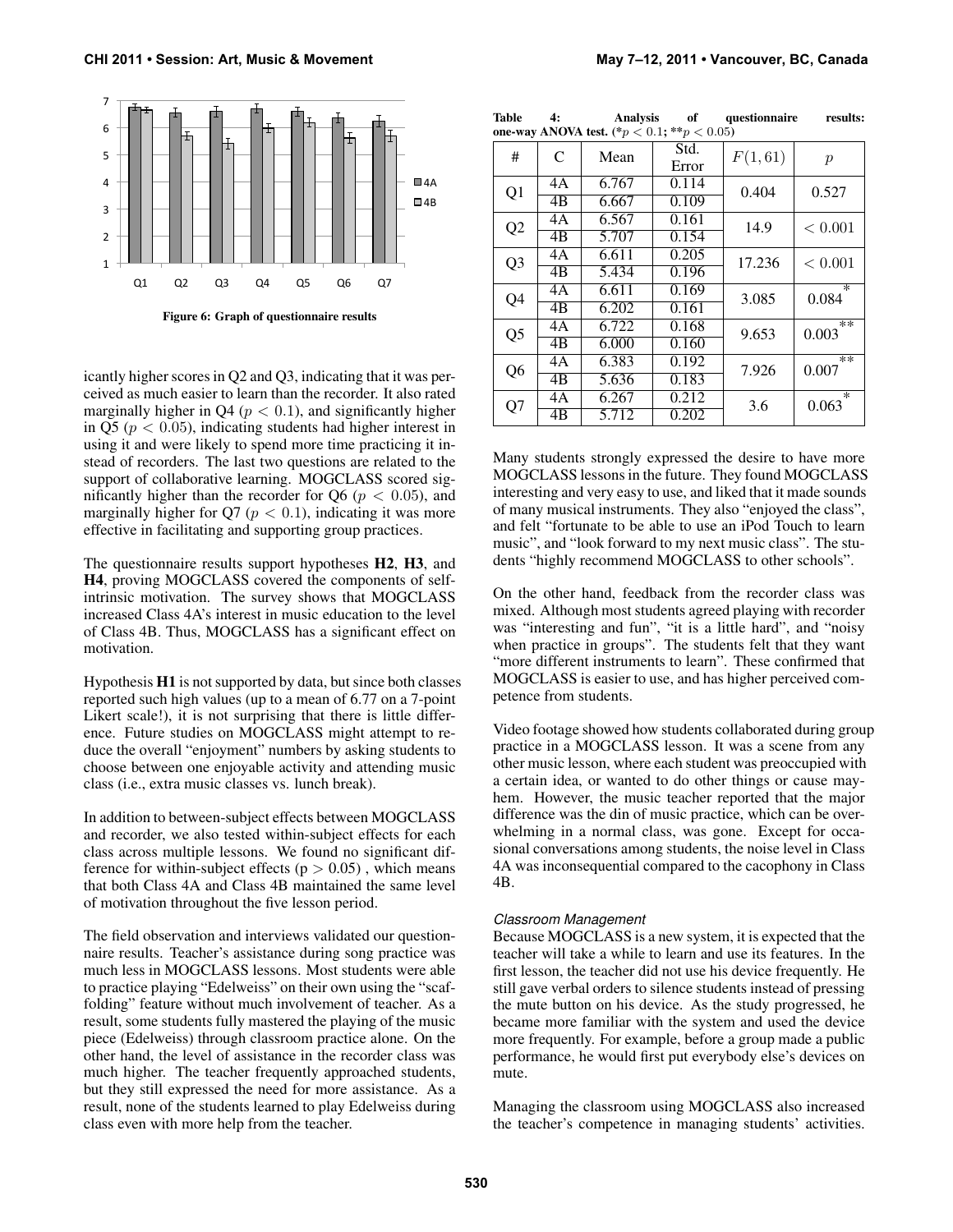Figure 6: Graph of questionnaire results

icantly higher scores in Q2 and Q3, indicating that it was perceived as much easier to learn than the recorder. It also rated marginally higher in Q4 ($p < 0.1$), and significantly higher in Q5 ($p < 0.05$), indicating students had higher interest in using it and were likely to spend more time practicing it instead of recorders. The last two questions are related to the support of collaborative learning. MOGCLASS scored significantly higher than the recorder for Q6 ($p < 0.05$), and marginally higher for Q7 ($p < 0.1$), indicating it was more effective in facilitating and supporting group practices.

The questionnaire results support hypotheses **H2**, **H3**, and **H4**, proving MOGCLASS covered the components of self-intrinsic motivation. The survey shows that MOGCLASS increased Class 4A's interest in music education to the level of Class 4B. Thus, MOGCLASS has a significant effect on motivation.

Hypothesis **H1** is not supported by data, but since both classes reported such high values (up to a mean of 6.77 on a 7-point Likert scale!), it is not surprising that there is little difference. Future studies on MOGCLASS might attempt to reduce the overall "enjoyment" numbers by asking students to choose between one enjoyable activity and attending music class (i.e., extra music classes vs. lunch break).

In addition to between-subject effects between MOGCLASS and recorder, we also tested within-subject effects for each class across multiple lessons. We found no significant difference for within-subject effects ($p > 0.05$), which means that both Class 4A and Class 4B maintained the same level of motivation throughout the five lesson period.

The field observation and interviews validated our questionnaire results. Teacher's assistance during song practice was much less in MOGCLASS lessons. Most students were able to practice playing "Edelweiss" on their own using the "scaffolding" feature without much involvement of teacher. As a result, some students fully mastered the playing of the music piece (Edelweiss) through classroom practice alone. On the other hand, the level of assistance in the recorder class was much higher. The teacher frequently approached students, but they still expressed the need for more assistance. As a result, none of the students learned to play Edelweiss during class even with more help from the teacher.

**Table 4: Analysis of questionnaire results: one-way ANOVA test. (*$p < 0.1$; **$p < 0.05$)**

| # | C | Mean | Std. Error | $F(1, 61)$ | $p$ |
|---|---|---|---|---|---|
| Q1 | 4A | 6.767 | 0.114 | 0.404 | 0.527 |
| | 4B | 6.667 | 0.109 | | |
| Q2 | 4A | 6.567 | 0.161 | 14.9 | $< 0.001$ |
| | 4B | 5.707 | 0.154 | | |
| Q3 | 4A | 6.611 | 0.205 | 17.236 | $< 0.001$ |
| | 4B | 5.434 | 0.196 | | |
| Q4 | 4A | 6.611 | 0.169 | 3.085 | 0.084* |
| | 4B | 6.202 | 0.161 | | |
| Q5 | 4A | 6.722 | 0.168 | 9.653 | 0.003** |
| | 4B | 6.000 | 0.160 | | |
| Q6 | 4A | 6.383 | 0.192 | 7.926 | 0.007** |
| | 4B | 5.636 | 0.183 | | |
| Q7 | 4A | 6.267 | 0.212 | 3.6 | 0.063* |
| | 4B | 5.712 | 0.202 | | |

Many students strongly expressed the desire to have more MOGCLASS lessons in the future. They found MOGCLASS interesting and very easy to use, and liked that it made sounds of many musical instruments. They also "enjoyed the class", and felt "fortunate to be able to use an iPod Touch to learn music", and "look forward to my next music class". The students "highly recommend MOGCLASS to other schools".

On the other hand, feedback from the recorder class was mixed. Although most students agreed playing with recorder was "interesting and fun", "it is a little hard", and "noisy when practice in groups". The students felt that they want "more different instruments to learn". These confirmed that MOGCLASS is easier to use, and has higher perceived competence from students.

Video footage showed how students collaborated during group practice in a MOGCLASS lesson. It was a scene from any other music lesson, where each student was preoccupied with a certain idea, or wanted to do other things or cause mayhem. However, the music teacher reported that the major difference was the din of music practice, which can be overwhelming in a normal class, was gone. Except for occasional conversations among students, the noise level in Class 4A was inconsequential compared to the cacophony in Class 4B.

### *Classroom Management*

Because MOGCLASS is a new system, it is expected that the teacher will take a while to learn and use its features. In the first lesson, the teacher did not use his device frequently. He still gave verbal orders to silence students instead of pressing the mute button on his device. As the study progressed, he became more familiar with the system and used the device more frequently. For example, before a group made a public performance, he would first put everybody else's devices on mute.

Managing the classroom using MOGCLASS also increased the teacher's competence in managing students' activities.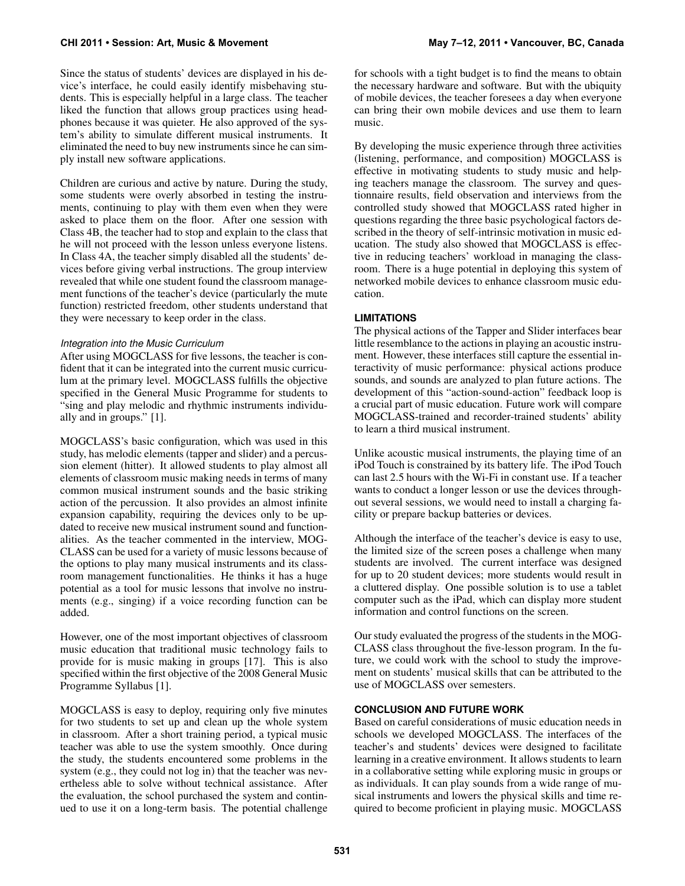Since the status of students' devices are displayed in his device's interface, he could easily identify misbehaving students. This is especially helpful in a large class. The teacher liked the function that allows group practices using headphones because it was quieter. He also approved of the system's ability to simulate different musical instruments. It eliminated the need to buy new instruments since he can simply install new software applications.

Children are curious and active by nature. During the study, some students were overly absorbed in testing the instruments, continuing to play with them even when they were asked to place them on the floor. After one session with Class 4B, the teacher had to stop and explain to the class that he will not proceed with the lesson unless everyone listens. In Class 4A, the teacher simply disabled all the students' devices before giving verbal instructions. The group interview revealed that while one student found the classroom management functions of the teacher's device (particularly the mute function) restricted freedom, other students understand that they were necessary to keep order in the class.

#### *Integration into the Music Curriculum*

After using MOGCLASS for five lessons, the teacher is confident that it can be integrated into the current music curriculum at the primary level. MOGCLASS fulfills the objective specified in the General Music Programme for students to "sing and play melodic and rhythmic instruments individually and in groups." [1].

MOGCLASS's basic configuration, which was used in this study, has melodic elements (tapper and slider) and a percussion element (hitter). It allowed students to play almost all elements of classroom music making needs in terms of many common musical instrument sounds and the basic striking action of the percussion. It also provides an almost infinite expansion capability, requiring the devices only to be updated to receive new musical instrument sound and functionalities. As the teacher commented in the interview, MOGCLASS can be used for a variety of music lessons because of the options to play many musical instruments and its classroom management functionalities. He thinks it has a huge potential as a tool for music lessons that involve no instruments (e.g., singing) if a voice recording function can be added.

However, one of the most important objectives of classroom music education that traditional music technology fails to provide for is music making in groups [17]. This is also specified within the first objective of the 2008 General Music Programme Syllabus [1].

MOGCLASS is easy to deploy, requiring only five minutes for two students to set up and clean up the whole system in classroom. After a short training period, a typical music teacher was able to use the system smoothly. Once during the study, the students encountered some problems in the system (e.g., they could not log in) that the teacher was nevertheless able to solve without technical assistance. After the evaluation, the school purchased the system and continued to use it on a long-term basis. The potential challenge for schools with a tight budget is to find the means to obtain the necessary hardware and software. But with the ubiquity of mobile devices, the teacher foresees a day when everyone can bring their own mobile devices and use them to learn music.

By developing the music experience through three activities (listening, performance, and composition) MOGCLASS is effective in motivating students to study music and helping teachers manage the classroom. The survey and questionnaire results, field observation and interviews from the controlled study showed that MOGCLASS rated higher in questions regarding the three basic psychological factors described in the theory of self-intrinsic motivation in music education. The study also showed that MOGCLASS is effective in reducing teachers' workload in managing the classroom. There is a huge potential in deploying this system of networked mobile devices to enhance classroom music education.

### LIMITATIONS

The physical actions of the Tapper and Slider interfaces bear little resemblance to the actions in playing an acoustic instrument. However, these interfaces still capture the essential interactivity of music performance: physical actions produce sounds, and sounds are analyzed to plan future actions. The development of this "action-sound-action" feedback loop is a crucial part of music education. Future work will compare MOGCLASS-trained and recorder-trained students' ability to learn a third musical instrument.

Unlike acoustic musical instruments, the playing time of an iPod Touch is constrained by its battery life. The iPod Touch can last 2.5 hours with the Wi-Fi in constant use. If a teacher wants to conduct a longer lesson or use the devices throughout several sessions, we would need to install a charging facility or prepare backup batteries or devices.

Although the interface of the teacher's device is easy to use, the limited size of the screen poses a challenge when many students are involved. The current interface was designed for up to 20 student devices; more students would result in a cluttered display. One possible solution is to use a tablet computer such as the iPad, which can display more student information and control functions on the screen.

Our study evaluated the progress of the students in the MOGCLASS class throughout the five-lesson program. In the future, we could work with the school to study the improvement on students' musical skills that can be attributed to the use of MOGCLASS over semesters.

### CONCLUSION AND FUTURE WORK

Based on careful considerations of music education needs in schools we developed MOGCLASS. The interfaces of the teacher's and students' devices were designed to facilitate learning in a creative environment. It allows students to learn in a collaborative setting while exploring music in groups or as individuals. It can play sounds from a wide range of musical instruments and lowers the physical skills and time required to become proficient in playing music. MOGCLASS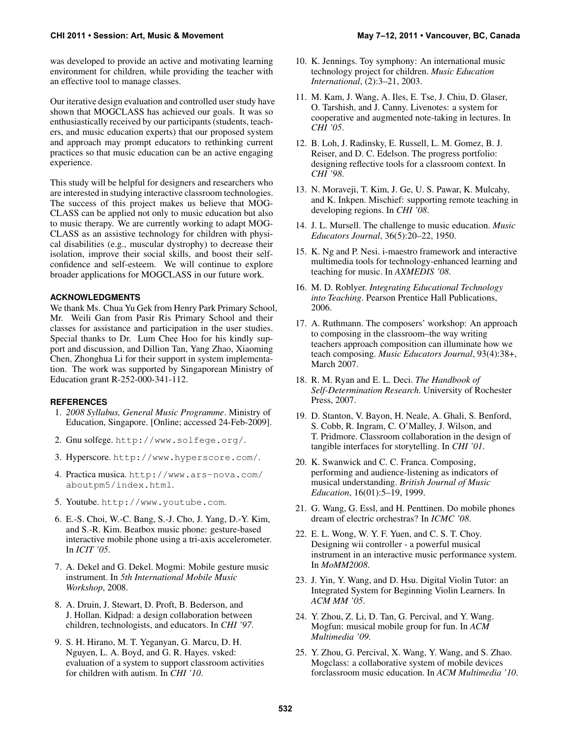was developed to provide an active and motivating learning environment for children, while providing the teacher with an effective tool to manage classes.

Our iterative design evaluation and controlled user study have shown that MOGCLASS has achieved our goals. It was so enthusiastically received by our participants (students, teachers, and music education experts) that our proposed system and approach may prompt educators to rethinking current practices so that music education can be an active engaging experience.

This study will be helpful for designers and researchers who are interested in studying interactive classroom technologies. The success of this project makes us believe that MOGCLASS can be applied not only to music education but also to music therapy. We are currently working to adapt MOGCLASS as an assistive technology for children with physical disabilities (e.g., muscular dystrophy) to decrease their isolation, improve their social skills, and boost their self-confidence and self-esteem. We will continue to explore broader applications for MOGCLASS in our future work.

## ACKNOWLEDGMENTS

We thank Ms. Chua Yu Gek from Henry Park Primary School, Mr. Weili Gan from Pasir Ris Primary School and their classes for assistance and participation in the user studies. Special thanks to Dr. Lum Chee Hoo for his kindly support and discussion, and Dillion Tan, Yang Zhao, Xiaoming Chen, Zhonghua Li for their support in system implementation. The work was supported by Singaporean Ministry of Education grant R-252-000-341-112.

## REFERENCES

1. *2008 Syllabus, General Music Programme*. Ministry of Education, Singapore. [Online; accessed 24-Feb-2009].
2. Gnu solfege. `http://www.solfege.org/`.
3. Hyperscore. `http://www.hyperscore.com/`.
4. Practica musica. `http://www.ars-nova.com/aboutpm5/index.html`.
5. Youtube. `http://www.youtube.com`.
6. E.-S. Choi, W.-C. Bang, S.-J. Cho, J. Yang, D.-Y. Kim, and S.-R. Kim. Beatbox music phone: gesture-based interactive mobile phone using a tri-axis accelerometer. In *ICIT '05*.
7. A. Dekel and G. Dekel. Mogmi: Mobile gesture music instrument. In *5th International Mobile Music Workshop*, 2008.
8. A. Druin, J. Stewart, D. Proft, B. Bederson, and J. Hollan. Kidpad: a design collaboration between children, technologists, and educators. In *CHI '97*.
9. S. H. Hirano, M. T. Yeganyan, G. Marcu, D. H. Nguyen, L. A. Boyd, and G. R. Hayes. vsked: evaluation of a system to support classroom activities for children with autism. In *CHI '10*.
10. K. Jennings. Toy symphony: An international music technology project for children. *Music Education International*, (2):3–21, 2003.
11. M. Kam, J. Wang, A. Iles, E. Tse, J. Chiu, D. Glaser, O. Tarshish, and J. Canny. Livenotes: a system for cooperative and augmented note-taking in lectures. In *CHI '05*.
12. B. Loh, J. Radinsky, E. Russell, L. M. Gomez, B. J. Reiser, and D. C. Edelson. The progress portfolio: designing reflective tools for a classroom context. In *CHI '98*.
13. N. Moraveji, T. Kim, J. Ge, U. S. Pawar, K. Mulcahy, and K. Inkpen. Mischief: supporting remote teaching in developing regions. In *CHI '08*.
14. J. L. Mursell. The challenge to music education. *Music Educators Journal*, 36(5):20–22, 1950.
15. K. Ng and P. Nesi. i-maestro framework and interactive multimedia tools for technology-enhanced learning and teaching for music. In *AXMEDIS '08*.
16. M. D. Roblyer. *Integrating Educational Technology into Teaching*. Pearson Prentice Hall Publications, 2006.
17. A. Ruthmann. The composers' workshop: An approach to composing in the classroom–the way writing teachers approach composition can illuminate how we teach composing. *Music Educators Journal*, 93(4):38+, March 2007.
18. R. M. Ryan and E. L. Deci. *The Handbook of Self-Determination Research*. University of Rochester Press, 2007.
19. D. Stanton, V. Bayon, H. Neale, A. Ghali, S. Benford, S. Cobb, R. Ingram, C. O'Malley, J. Wilson, and T. Pridmore. Classroom collaboration in the design of tangible interfaces for storytelling. In *CHI '01*.
20. K. Swanwick and C. C. Franca. Composing, performing and audience-listening as indicators of musical understanding. *British Journal of Music Education*, 16(01):5–19, 1999.
21. G. Wang, G. Essl, and H. Penttinen. Do mobile phones dream of electric orchestras? In *ICMC '08*.
22. E. L. Wong, W. Y. F. Yuen, and C. S. T. Choy. Designing wii controller - a powerful musical instrument in an interactive music performance system. In *MoMM2008*.
23. J. Yin, Y. Wang, and D. Hsu. Digital Violin Tutor: an Integrated System for Beginning Violin Learners. In *ACM MM '05*.
24. Y. Zhou, Z. Li, D. Tan, G. Percival, and Y. Wang. Mogfun: musical mobile group for fun. In *ACM Multimedia '09*.
25. Y. Zhou, G. Percival, X. Wang, Y. Wang, and S. Zhao. Mogclass: a collaborative system of mobile devices forclassroom music education. In *ACM Multimedia '10*.